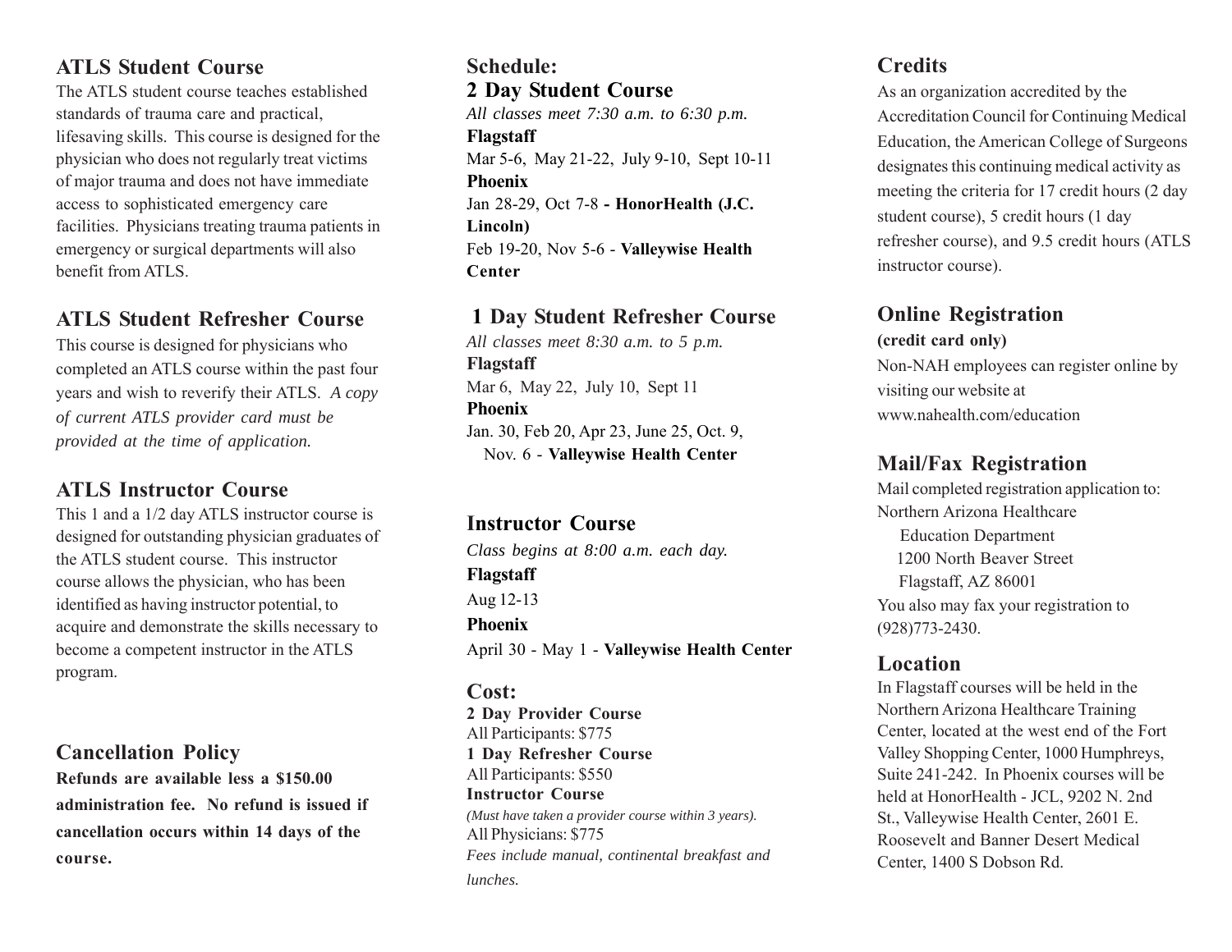## ATLS Student Course

The ATLS student course teaches established standards of trauma care and practical, lifesaving skills. This course is designed for the physician who does not regularly treat victims of major trauma and does not have immediate access to sophisticated emergency care facilities. Physicians treating trauma patients in emergency or surgical departments will also benefit from ATLS.

## ATLS Student Refresher Course

This course is designed for physicians who completed an ATLS course within the past four years and wish to reverify their ATLS. *A copy of current ATLS provider card must be provided at the time of application.*

## ATLS Instructor Course

This 1 and a 1/2 day ATLS instructor course is designed for outstanding physician graduates of the ATLS student course. This instructor course allows the physician, who has been identified as having instructor potential, to acquire and demonstrate the skills necessary to become a competent instructor in the ATLS program.

## Cancellation Policy

**Refunds are available less a $150.00 administration fee. No refund is issued if cancellation occurs within 14 days of the course.**

## Schedule:

## 2 Day Student Course

*All classes meet 7:30 a.m. to 6:30 p.m.*

**Flagstaff**

Mar 5-6, May 21-22, July 9-10, Sept 10-11

**Phoenix**

Jan 28-29, Oct 7-8 **- HonorHealth (J.C. Lincoln)**

Feb 19-20, Nov 5-6 - **Valleywise Health Center**

## 1 Day Student Refresher Course

*All classes meet 8:30 a.m. to 5 p.m.*

**Flagstaff**

Mar 6, May 22, July 10, Sept 11

**Phoenix**

Jan. 30, Feb 20, Apr 23, June 25, Oct. 9, Nov. 6 - **Valleywise Health Center**

## Instructor Course

*Class begins at 8:00 a.m. each day.*

**Flagstaff**

Aug 12-13

**Phoenix**

April 30 - May 1 - **Valleywise Health Center**

## Cost:

**2 Day Provider Course**
All Participants: $775

**1 Day Refresher Course**
All Participants: $550

**Instructor Course**
*(Must have taken a provider course within 3 years).*
All Physicians: $775

*Fees include manual, continental breakfast and lunches.*

## Credits

As an organization accredited by the Accreditation Council for Continuing Medical Education, the American College of Surgeons designates this continuing medical activity as meeting the criteria for 17 credit hours (2 day student course), 5 credit hours (1 day refresher course), and 9.5 credit hours (ATLS instructor course).

## Online Registration

**(credit card only)**

Non-NAH employees can register online by visiting our website at www.nahealth.com/education

## Mail/Fax Registration

Mail completed registration application to:

Northern Arizona Healthcare
Education Department
1200 North Beaver Street
Flagstaff, AZ 86001

You also may fax your registration to (928)773-2430.

## Location

In Flagstaff courses will be held in the Northern Arizona Healthcare Training Center, located at the west end of the Fort Valley Shopping Center, 1000 Humphreys, Suite 241-242. In Phoenix courses will be held at HonorHealth - JCL, 9202 N. 2nd St., Valleywise Health Center, 2601 E. Roosevelt and Banner Desert Medical Center, 1400 S Dobson Rd.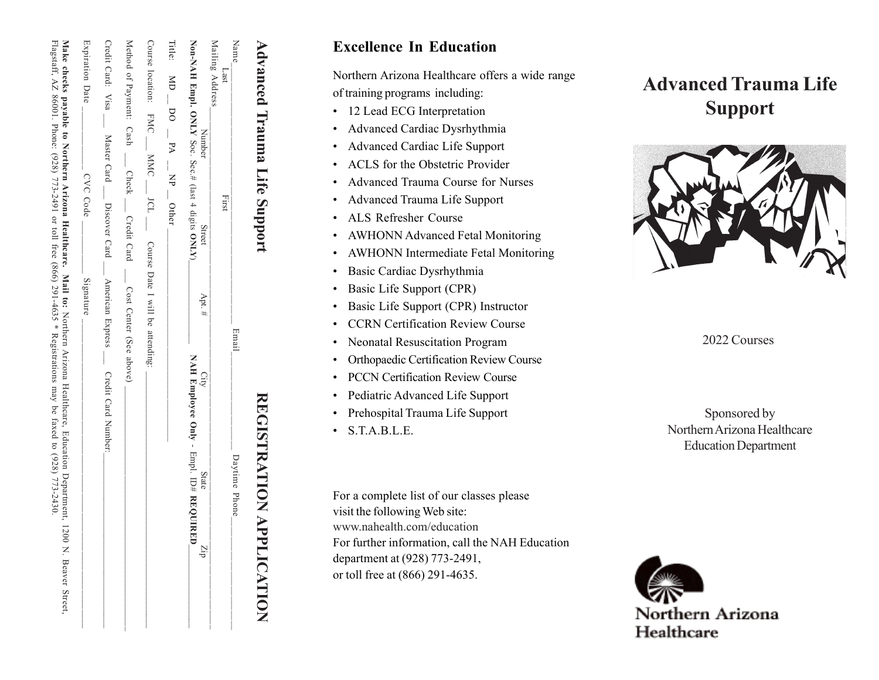# Advanced Trauma Life Support

# REGISTRATION APPLICATION

Name ________________________________ Email ________________________________ Daytime Phone ________________
Last First

Mailing Address ________________________________________________________________________________
Number Street Apt. # City State Zip

**Non-NAH Empl. ONLY** Soc. Sec.# (last 4 digits **ONLY**) ________ **NAH Employee Only** - Empl. ID# **REQUIRED** ________

Title: MD __ DO __ PA __ NP __ Other ________________

Course location: FMC __ MMC __ JCL __ Course Date I will be attending: ________________

Method of Payment: Cash __ Check __ Credit Card __ Cost Center (See above) ________________

Credit Card: Visa __ Master Card __ Discover Card __ American Express __ Credit Card Number: ________________

Expiration Date ________ CVC Code ________ Signature ________________

**Make checks payable to Northern Arizona Healthcare. Mail to:** Northern Arizona Healthcare, Education Department, 1200 N. Beaver Street, Flagstaff, AZ 86001. Phone: (928) 773-2491 or toll free (866) 291-4635 * Registrations may be faxed to (928) 773-2430.

## Excellence In Education

Northern Arizona Healthcare offers a wide range of training programs including:

- 12 Lead ECG Interpretation
- Advanced Cardiac Dysrhythmia
- Advanced Cardiac Life Support
- ACLS for the Obstetric Provider
- Advanced Trauma Course for Nurses
- Advanced Trauma Life Support
- ALS Refresher Course
- AWHONN Advanced Fetal Monitoring
- AWHONN Intermediate Fetal Monitoring
- Basic Cardiac Dysrhythmia
- Basic Life Support (CPR)
- Basic Life Support (CPR) Instructor
- CCRN Certification Review Course
- Neonatal Resuscitation Program
- Orthopaedic Certification Review Course
- PCCN Certification Review Course
- Pediatric Advanced Life Support
- Prehospital Trauma Life Support
- S.T.A.B.L.E.

For a complete list of our classes please visit the following Web site:
www.nahealth.com/education
For further information, call the NAH Education department at (928) 773-2491,
or toll free at (866) 291-4635.

# Advanced Trauma Life Support

2022 Courses

Sponsored by
Northern Arizona Healthcare
Education Department

Northern Arizona Healthcare